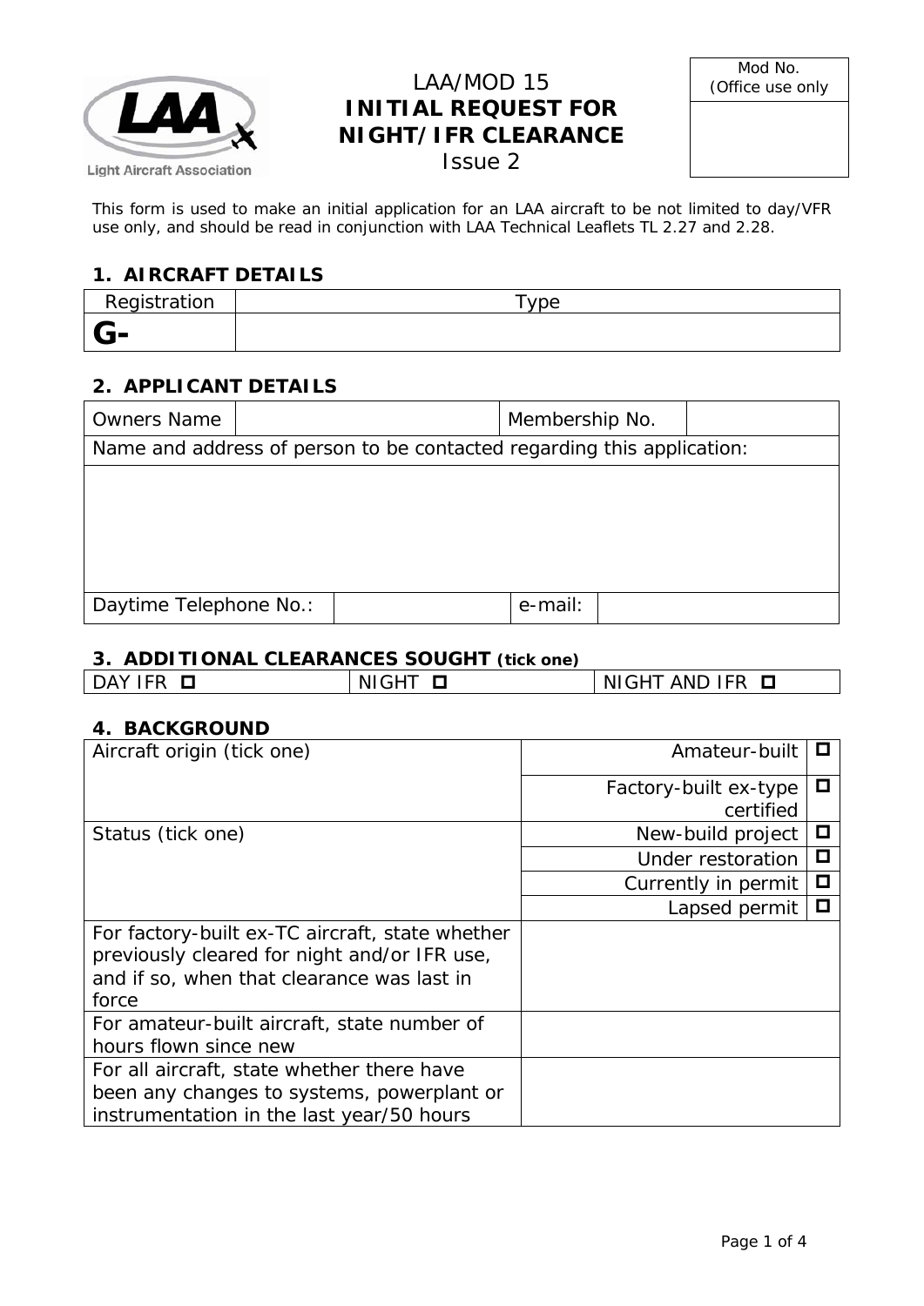# LAA/MOD 15
# INITIAL REQUEST FOR NIGHT/IFR CLEARANCE
Issue 2

| Mod No. (Office use only |
| --- |
| |

This form is used to make an initial application for an LAA aircraft to be not limited to day/VFR use only, and should be read in conjunction with LAA Technical Leaflets TL 2.27 and 2.28.

## 1. AIRCRAFT DETAILS

| Registration | Type |
| --- | --- |
| **G-** | |

## 2. APPLICANT DETAILS

| Owners Name | | Membership No. | |
| --- | --- | --- | --- |
| Name and address of person to be contacted regarding this application: | | | |
| | | | |
| Daytime Telephone No.: | | e-mail: | |

## 3. ADDITIONAL CLEARANCES SOUGHT (tick one)

| DAY IFR ☐ | NIGHT ☐ | NIGHT AND IFR ☐ |
| --- | --- | --- |

## 4. BACKGROUND

| | | |
| --- | --- | --- |
| Aircraft origin (tick one) | Amateur-built | ☐ |
| | Factory-built ex-type certified | ☐ |
| Status (tick one) | New-build project | ☐ |
| | Under restoration | ☐ |
| | Currently in permit | ☐ |
| | Lapsed permit | ☐ |
| For factory-built ex-TC aircraft, state whether previously cleared for night and/or IFR use, and if so, when that clearance was last in force | | |
| For amateur-built aircraft, state number of hours flown since new | | |
| For all aircraft, state whether there have been any changes to systems, powerplant or instrumentation in the last year/50 hours | | |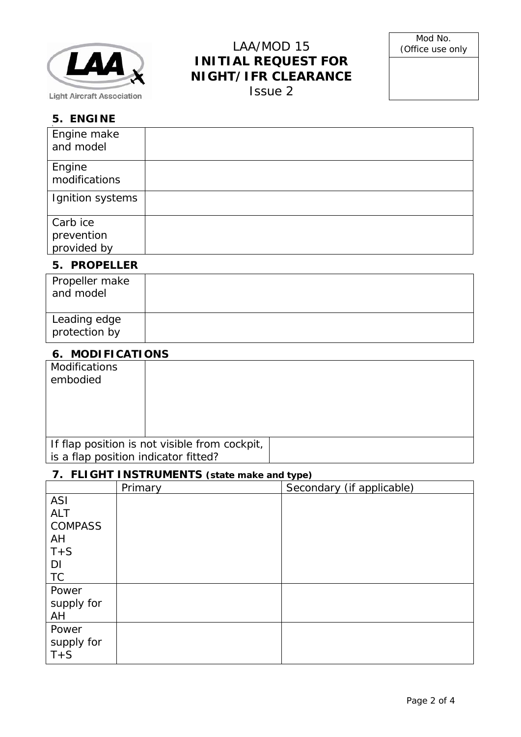LAA/MOD 15
**INITIAL REQUEST FOR NIGHT/IFR CLEARANCE**
Issue 2

| Mod No. (Office use only |
|---|
| |

## 5. ENGINE

| | |
|---|---|
| Engine make and model | |
| Engine modifications | |
| Ignition systems | |
| Carb ice prevention provided by | |

## 5. PROPELLER

| | |
|---|---|
| Propeller make and model | |
| Leading edge protection by | |

## 6. MODIFICATIONS

| | |
|---|---|
| Modifications embodied | |
| If flap position is not visible from cockpit, is a flap position indicator fitted? | |

## 7. FLIGHT INSTRUMENTS (state make and type)

| | Primary | Secondary (if applicable) |
|---|---|---|
| ASI<br>ALT<br>COMPASS<br>AH<br>T+S<br>DI<br>TC | | |
| Power supply for AH | | |
| Power supply for T+S | | |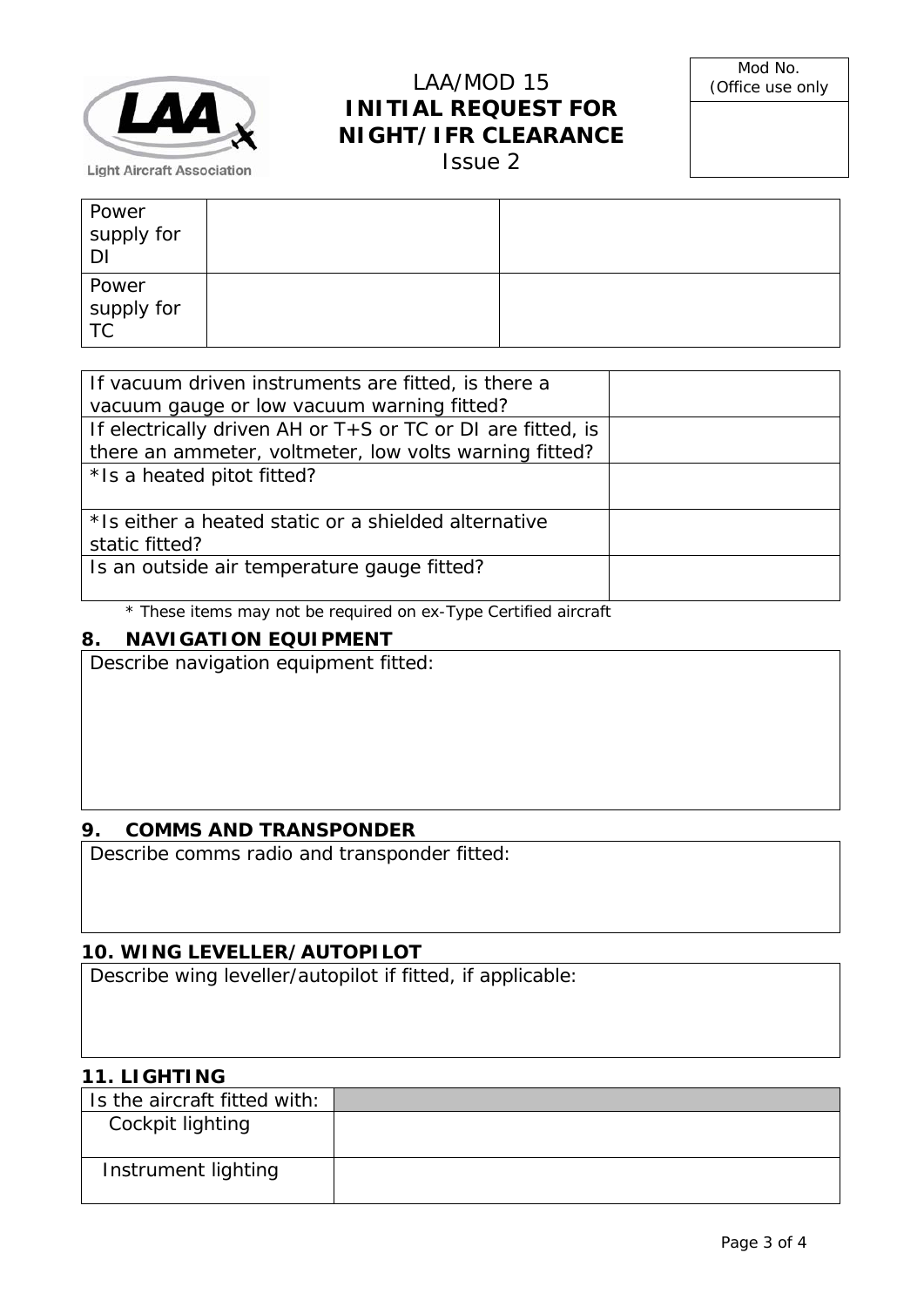| Power supply for DI | | |
|---|---|---|
| Power supply for TC | | |

| If vacuum driven instruments are fitted, is there a vacuum gauge or low vacuum warning fitted? | |
|---|---|
| If electrically driven AH or T+S or TC or DI are fitted, is there an ammeter, voltmeter, low volts warning fitted? | |
| *Is a heated pitot fitted? | |
| *Is either a heated static or a shielded alternative static fitted? | |
| Is an outside air temperature gauge fitted? | |

*\* These items may not be required on ex-Type Certified aircraft*

## 8. NAVIGATION EQUIPMENT

Describe navigation equipment fitted:

## 9. COMMS AND TRANSPONDER

Describe comms radio and transponder fitted:

## 10. WING LEVELLER/AUTOPILOT

Describe wing leveller/autopilot if fitted, if applicable:

## 11. LIGHTING

| Is the aircraft fitted with: | |
|---|---|
| Cockpit lighting | |
| Instrument lighting | |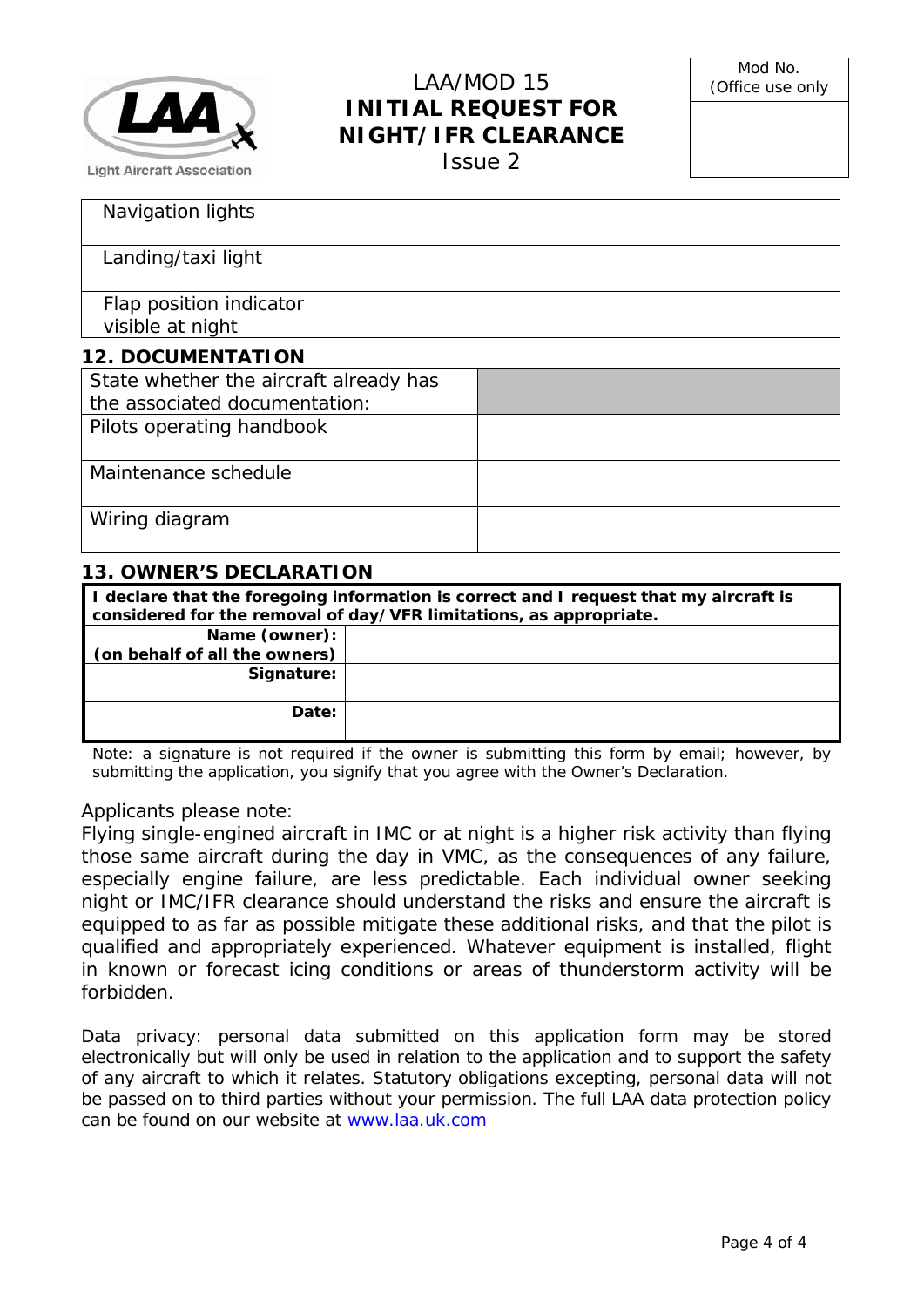| | |
|---|---|
| Navigation lights | |
| Landing/taxi light | |
| Flap position indicator visible at night | |

## 12. DOCUMENTATION

| | |
|---|---|
| State whether the aircraft already has the associated documentation: | |
| Pilots operating handbook | |
| Maintenance schedule | |
| Wiring diagram | |

## 13. OWNER'S DECLARATION

**I declare that the foregoing information is correct and I request that my aircraft is considered for the removal of day/VFR limitations, as appropriate.**

| | |
|---|---|
| **Name (owner): (on behalf of all the owners)** | |
| **Signature:** | |
| **Date:** | |

Note: a signature is not required if the owner is submitting this form by email; however, by submitting the application, you signify that you agree with the Owner's Declaration.

Applicants please note:
Flying single-engined aircraft in IMC or at night is a higher risk activity than flying those same aircraft during the day in VMC, as the consequences of any failure, especially engine failure, are less predictable. Each individual owner seeking night or IMC/IFR clearance should understand the risks and ensure the aircraft is equipped to as far as possible mitigate these additional risks, and that the pilot is qualified and appropriately experienced. Whatever equipment is installed, flight in known or forecast icing conditions or areas of thunderstorm activity will be forbidden.

Data privacy: personal data submitted on this application form may be stored electronically but will only be used in relation to the application and to support the safety of any aircraft to which it relates. Statutory obligations excepting, personal data will not be passed on to third parties without your permission. The full LAA data protection policy can be found on our website at www.laa.uk.com